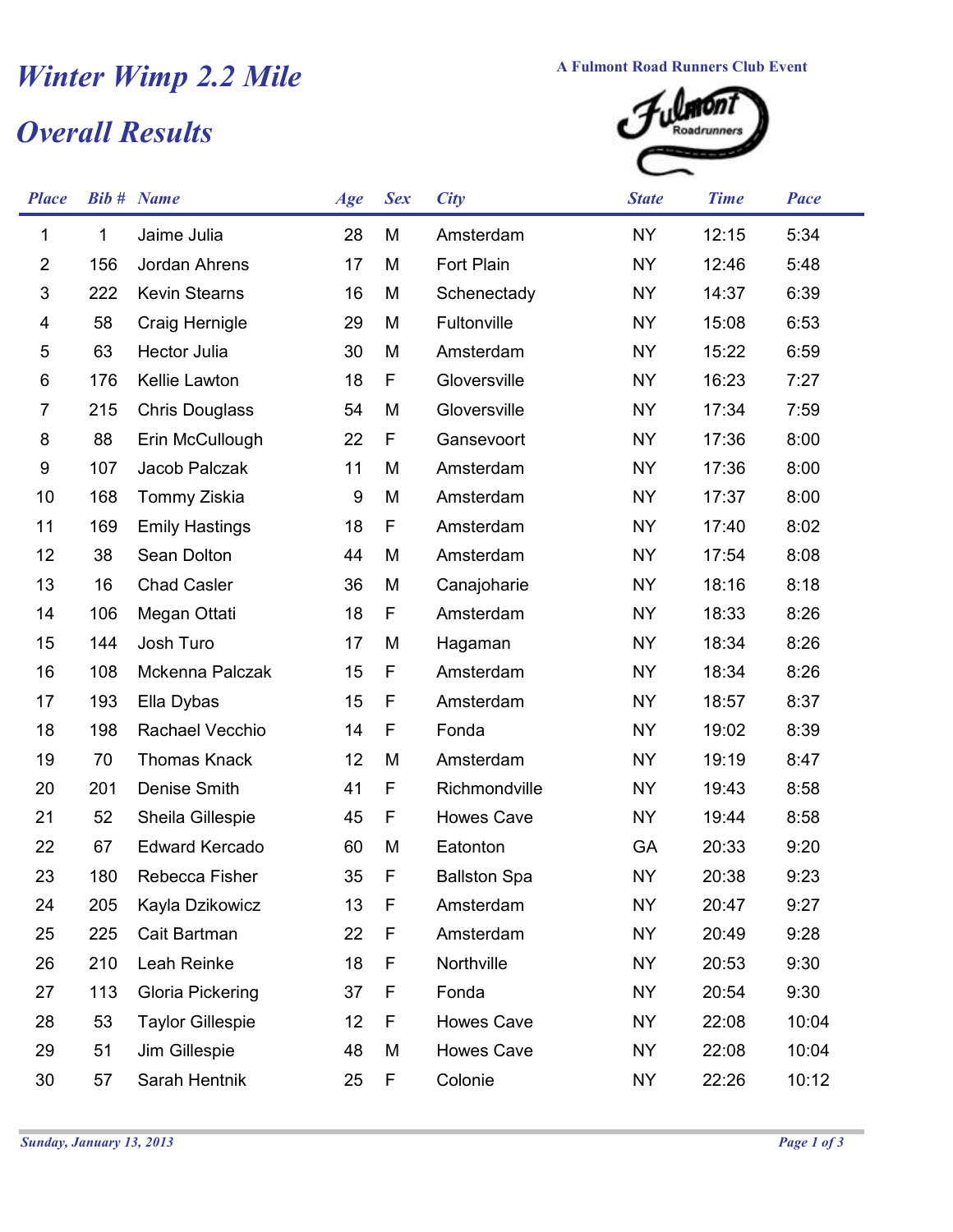# Winter Wimp 2.2 Mile

## Overall Results

A Fulmont Road Runners Club Event

| Place | Bib # | Name | Age | Sex | City | State | Time | Pace |
|---|---|---|---|---|---|---|---|---|
| 1 | 1 | Jaime Julia | 28 | M | Amsterdam | NY | 12:15 | 5:34 |
| 2 | 156 | Jordan Ahrens | 17 | M | Fort Plain | NY | 12:46 | 5:48 |
| 3 | 222 | Kevin Stearns | 16 | M | Schenectady | NY | 14:37 | 6:39 |
| 4 | 58 | Craig Hernigle | 29 | M | Fultonville | NY | 15:08 | 6:53 |
| 5 | 63 | Hector Julia | 30 | M | Amsterdam | NY | 15:22 | 6:59 |
| 6 | 176 | Kellie Lawton | 18 | F | Gloversville | NY | 16:23 | 7:27 |
| 7 | 215 | Chris Douglass | 54 | M | Gloversville | NY | 17:34 | 7:59 |
| 8 | 88 | Erin McCullough | 22 | F | Gansevoort | NY | 17:36 | 8:00 |
| 9 | 107 | Jacob Palczak | 11 | M | Amsterdam | NY | 17:36 | 8:00 |
| 10 | 168 | Tommy Ziskia | 9 | M | Amsterdam | NY | 17:37 | 8:00 |
| 11 | 169 | Emily Hastings | 18 | F | Amsterdam | NY | 17:40 | 8:02 |
| 12 | 38 | Sean Dolton | 44 | M | Amsterdam | NY | 17:54 | 8:08 |
| 13 | 16 | Chad Casler | 36 | M | Canajoharie | NY | 18:16 | 8:18 |
| 14 | 106 | Megan Ottati | 18 | F | Amsterdam | NY | 18:33 | 8:26 |
| 15 | 144 | Josh Turo | 17 | M | Hagaman | NY | 18:34 | 8:26 |
| 16 | 108 | Mckenna Palczak | 15 | F | Amsterdam | NY | 18:34 | 8:26 |
| 17 | 193 | Ella Dybas | 15 | F | Amsterdam | NY | 18:57 | 8:37 |
| 18 | 198 | Rachael Vecchio | 14 | F | Fonda | NY | 19:02 | 8:39 |
| 19 | 70 | Thomas Knack | 12 | M | Amsterdam | NY | 19:19 | 8:47 |
| 20 | 201 | Denise Smith | 41 | F | Richmondville | NY | 19:43 | 8:58 |
| 21 | 52 | Sheila Gillespie | 45 | F | Howes Cave | NY | 19:44 | 8:58 |
| 22 | 67 | Edward Kercado | 60 | M | Eatonton | GA | 20:33 | 9:20 |
| 23 | 180 | Rebecca Fisher | 35 | F | Ballston Spa | NY | 20:38 | 9:23 |
| 24 | 205 | Kayla Dzikowicz | 13 | F | Amsterdam | NY | 20:47 | 9:27 |
| 25 | 225 | Cait Bartman | 22 | F | Amsterdam | NY | 20:49 | 9:28 |
| 26 | 210 | Leah Reinke | 18 | F | Northville | NY | 20:53 | 9:30 |
| 27 | 113 | Gloria Pickering | 37 | F | Fonda | NY | 20:54 | 9:30 |
| 28 | 53 | Taylor Gillespie | 12 | F | Howes Cave | NY | 22:08 | 10:04 |
| 29 | 51 | Jim Gillespie | 48 | M | Howes Cave | NY | 22:08 | 10:04 |
| 30 | 57 | Sarah Hentnik | 25 | F | Colonie | NY | 22:26 | 10:12 |

*Sunday, January 13, 2013*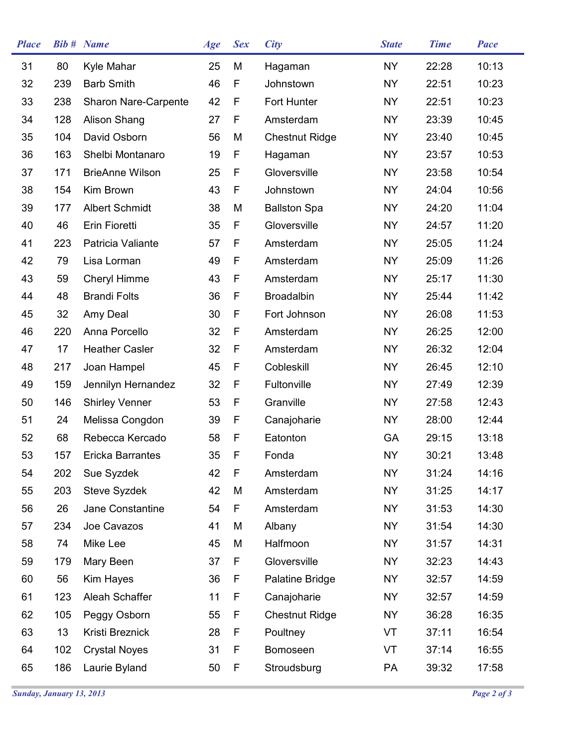| Place | Bib # | Name | Age | Sex | City | State | Time | Pace |
|---|---|---|---|---|---|---|---|---|
| 31 | 80 | Kyle Mahar | 25 | M | Hagaman | NY | 22:28 | 10:13 |
| 32 | 239 | Barb Smith | 46 | F | Johnstown | NY | 22:51 | 10:23 |
| 33 | 238 | Sharon Nare-Carpente | 42 | F | Fort Hunter | NY | 22:51 | 10:23 |
| 34 | 128 | Alison Shang | 27 | F | Amsterdam | NY | 23:39 | 10:45 |
| 35 | 104 | David Osborn | 56 | M | Chestnut Ridge | NY | 23:40 | 10:45 |
| 36 | 163 | Shelbi Montanaro | 19 | F | Hagaman | NY | 23:57 | 10:53 |
| 37 | 171 | BrieAnne Wilson | 25 | F | Gloversville | NY | 23:58 | 10:54 |
| 38 | 154 | Kim Brown | 43 | F | Johnstown | NY | 24:04 | 10:56 |
| 39 | 177 | Albert Schmidt | 38 | M | Ballston Spa | NY | 24:20 | 11:04 |
| 40 | 46 | Erin Fioretti | 35 | F | Gloversville | NY | 24:57 | 11:20 |
| 41 | 223 | Patricia Valiante | 57 | F | Amsterdam | NY | 25:05 | 11:24 |
| 42 | 79 | Lisa Lorman | 49 | F | Amsterdam | NY | 25:09 | 11:26 |
| 43 | 59 | Cheryl Himme | 43 | F | Amsterdam | NY | 25:17 | 11:30 |
| 44 | 48 | Brandi Folts | 36 | F | Broadalbin | NY | 25:44 | 11:42 |
| 45 | 32 | Amy Deal | 30 | F | Fort Johnson | NY | 26:08 | 11:53 |
| 46 | 220 | Anna Porcello | 32 | F | Amsterdam | NY | 26:25 | 12:00 |
| 47 | 17 | Heather Casler | 32 | F | Amsterdam | NY | 26:32 | 12:04 |
| 48 | 217 | Joan Hampel | 45 | F | Cobleskill | NY | 26:45 | 12:10 |
| 49 | 159 | Jennilyn Hernandez | 32 | F | Fultonville | NY | 27:49 | 12:39 |
| 50 | 146 | Shirley Venner | 53 | F | Granville | NY | 27:58 | 12:43 |
| 51 | 24 | Melissa Congdon | 39 | F | Canajoharie | NY | 28:00 | 12:44 |
| 52 | 68 | Rebecca Kercado | 58 | F | Eatonton | GA | 29:15 | 13:18 |
| 53 | 157 | Ericka Barrantes | 35 | F | Fonda | NY | 30:21 | 13:48 |
| 54 | 202 | Sue Syzdek | 42 | F | Amsterdam | NY | 31:24 | 14:16 |
| 55 | 203 | Steve Syzdek | 42 | M | Amsterdam | NY | 31:25 | 14:17 |
| 56 | 26 | Jane Constantine | 54 | F | Amsterdam | NY | 31:53 | 14:30 |
| 57 | 234 | Joe Cavazos | 41 | M | Albany | NY | 31:54 | 14:30 |
| 58 | 74 | Mike Lee | 45 | M | Halfmoon | NY | 31:57 | 14:31 |
| 59 | 179 | Mary Been | 37 | F | Gloversville | NY | 32:23 | 14:43 |
| 60 | 56 | Kim Hayes | 36 | F | Palatine Bridge | NY | 32:57 | 14:59 |
| 61 | 123 | Aleah Schaffer | 11 | F | Canajoharie | NY | 32:57 | 14:59 |
| 62 | 105 | Peggy Osborn | 55 | F | Chestnut Ridge | NY | 36:28 | 16:35 |
| 63 | 13 | Kristi Breznick | 28 | F | Poultney | VT | 37:11 | 16:54 |
| 64 | 102 | Crystal Noyes | 31 | F | Bomoseen | VT | 37:14 | 16:55 |
| 65 | 186 | Laurie Byland | 50 | F | Stroudsburg | PA | 39:32 | 17:58 |

*Sunday, January 13, 2013*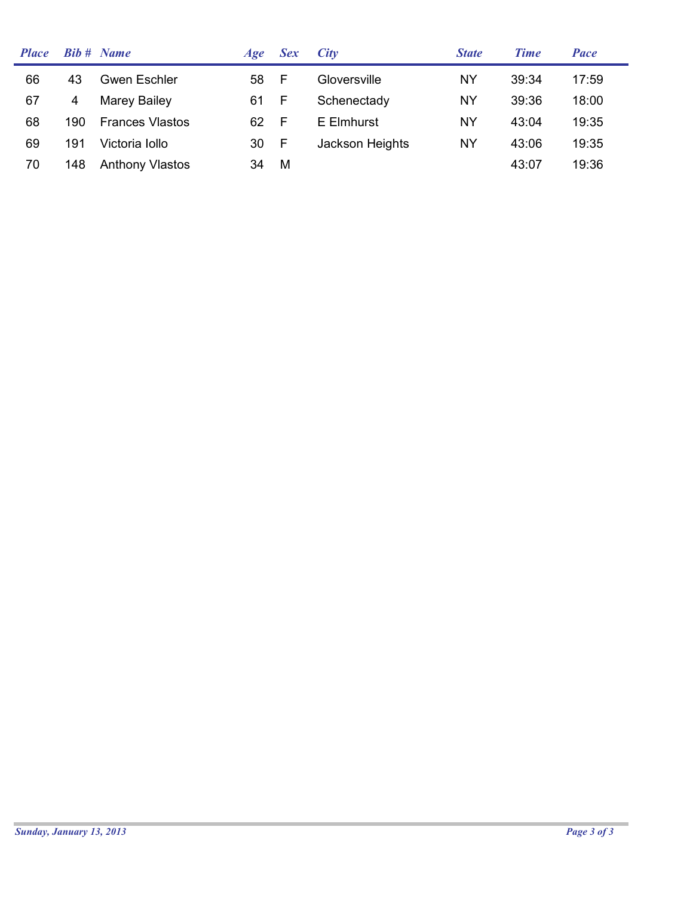| Place | Bib # | Name | Age | Sex | City | State | Time | Pace |
|---|---|---|---|---|---|---|---|---|
| 66 | 43 | Gwen Eschler | 58 | F | Gloversville | NY | 39:34 | 17:59 |
| 67 | 4 | Marey Bailey | 61 | F | Schenectady | NY | 39:36 | 18:00 |
| 68 | 190 | Frances Vlastos | 62 | F | E Elmhurst | NY | 43:04 | 19:35 |
| 69 | 191 | Victoria Iollo | 30 | F | Jackson Heights | NY | 43:06 | 19:35 |
| 70 | 148 | Anthony Vlastos | 34 | M | | | 43:07 | 19:36 |

*Sunday, January 13, 2013*